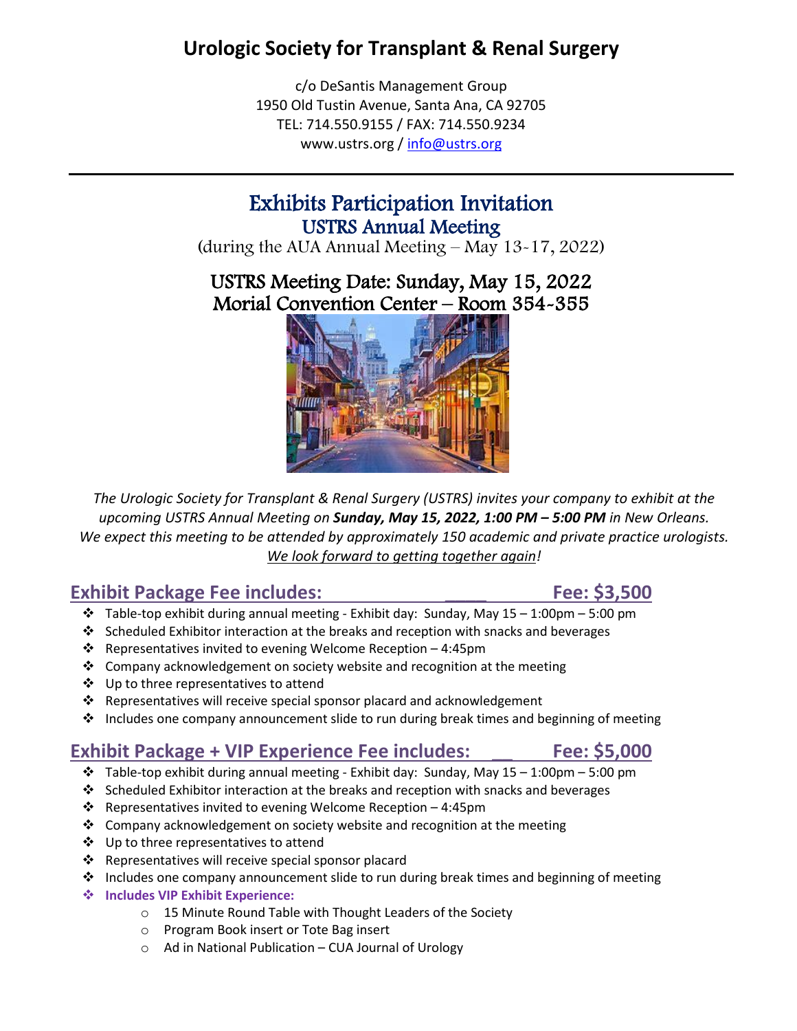# Urologic Society for Transplant & Renal Surgery

c/o DeSantis Management Group
1950 Old Tustin Avenue, Santa Ana, CA 92705
TEL: 714.550.9155 / FAX: 714.550.9234
www.ustrs.org / info@ustrs.org

---

## Exhibits Participation Invitation

### USTRS Annual Meeting

(during the AUA Annual Meeting – May 13-17, 2022)

### USTRS Meeting Date: Sunday, May 15, 2022
### Morial Convention Center – Room 354-355

*The Urologic Society for Transplant & Renal Surgery (USTRS) invites your company to exhibit at the upcoming USTRS Annual Meeting on **Sunday, May 15, 2022, 1:00 PM – 5:00 PM** in New Orleans. We expect this meeting to be attended by approximately 150 academic and private practice urologists. We look forward to getting together again!*

## Exhibit Package Fee includes: ____ Fee: $3,500

- Table-top exhibit during annual meeting - Exhibit day: Sunday, May 15 – 1:00pm – 5:00 pm
- Scheduled Exhibitor interaction at the breaks and reception with snacks and beverages
- Representatives invited to evening Welcome Reception – 4:45pm
- Company acknowledgement on society website and recognition at the meeting
- Up to three representatives to attend
- Representatives will receive special sponsor placard and acknowledgement
- Includes one company announcement slide to run during break times and beginning of meeting

## Exhibit Package + VIP Experience Fee includes: __ Fee: $5,000

- Table-top exhibit during annual meeting - Exhibit day: Sunday, May 15 – 1:00pm – 5:00 pm
- Scheduled Exhibitor interaction at the breaks and reception with snacks and beverages
- Representatives invited to evening Welcome Reception – 4:45pm
- Company acknowledgement on society website and recognition at the meeting
- Up to three representatives to attend
- Representatives will receive special sponsor placard
- Includes one company announcement slide to run during break times and beginning of meeting
- **Includes VIP Exhibit Experience:**
  - 15 Minute Round Table with Thought Leaders of the Society
  - Program Book insert or Tote Bag insert
  - Ad in National Publication – CUA Journal of Urology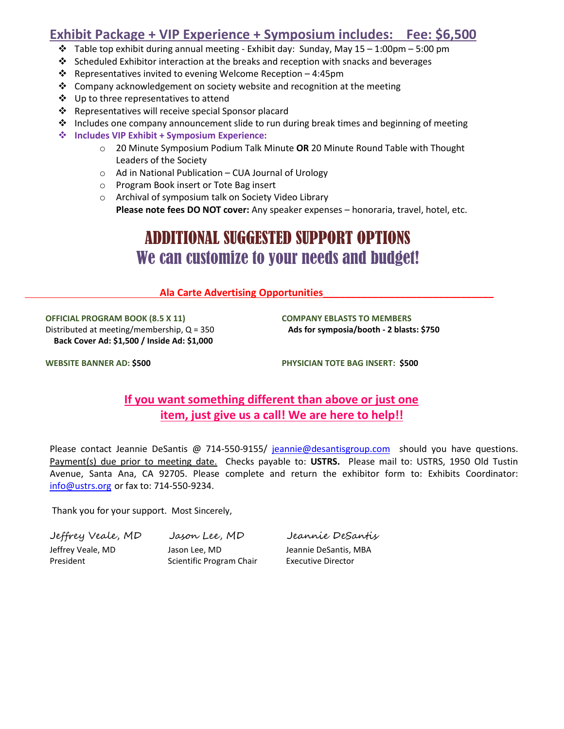## Exhibit Package + VIP Experience + Symposium includes: Fee: $6,500

- Table top exhibit during annual meeting - Exhibit day: Sunday, May 15 – 1:00pm – 5:00 pm
- Scheduled Exhibitor interaction at the breaks and reception with snacks and beverages
- Representatives invited to evening Welcome Reception – 4:45pm
- Company acknowledgement on society website and recognition at the meeting
- Up to three representatives to attend
- Representatives will receive special Sponsor placard
- Includes one company announcement slide to run during break times and beginning of meeting
- **Includes VIP Exhibit + Symposium Experience:**
  - 20 Minute Symposium Podium Talk Minute **OR** 20 Minute Round Table with Thought Leaders of the Society
  - Ad in National Publication – CUA Journal of Urology
  - Program Book insert or Tote Bag insert
  - Archival of symposium talk on Society Video Library

    **Please note fees DO NOT cover:** Any speaker expenses – honoraria, travel, hotel, etc.

# ADDITIONAL SUGGESTED SUPPORT OPTIONS

## We can customize to your needs and budget!

### Ala Carte Advertising Opportunities

**OFFICIAL PROGRAM BOOK (8.5 X 11)**
Distributed at meeting/membership, Q = 350
**Back Cover Ad: $1,500 / Inside Ad: $1,000**

**COMPANY EBLASTS TO MEMBERS**
**Ads for symposia/booth - 2 blasts: $750**

**WEBSITE BANNER AD: $500**

**PHYSICIAN TOTE BAG INSERT: $500**

**If you want something different than above or just one item, just give us a call! We are here to help!!**

Please contact Jeannie DeSantis @ 714-550-9155/ jeannie@desantisgroup.com should you have questions. Payment(s) due prior to meeting date. Checks payable to: **USTRS.** Please mail to: USTRS, 1950 Old Tustin Avenue, Santa Ana, CA 92705. Please complete and return the exhibitor form to: Exhibits Coordinator: info@ustrs.org or fax to: 714-550-9234.

Thank you for your support. Most Sincerely,

*Jeffrey Veale, MD* — Jeffrey Veale, MD, President

*Jason Lee, MD* — Jason Lee, MD, Scientific Program Chair

*Jeannie DeSantis* — Jeannie DeSantis, MBA, Executive Director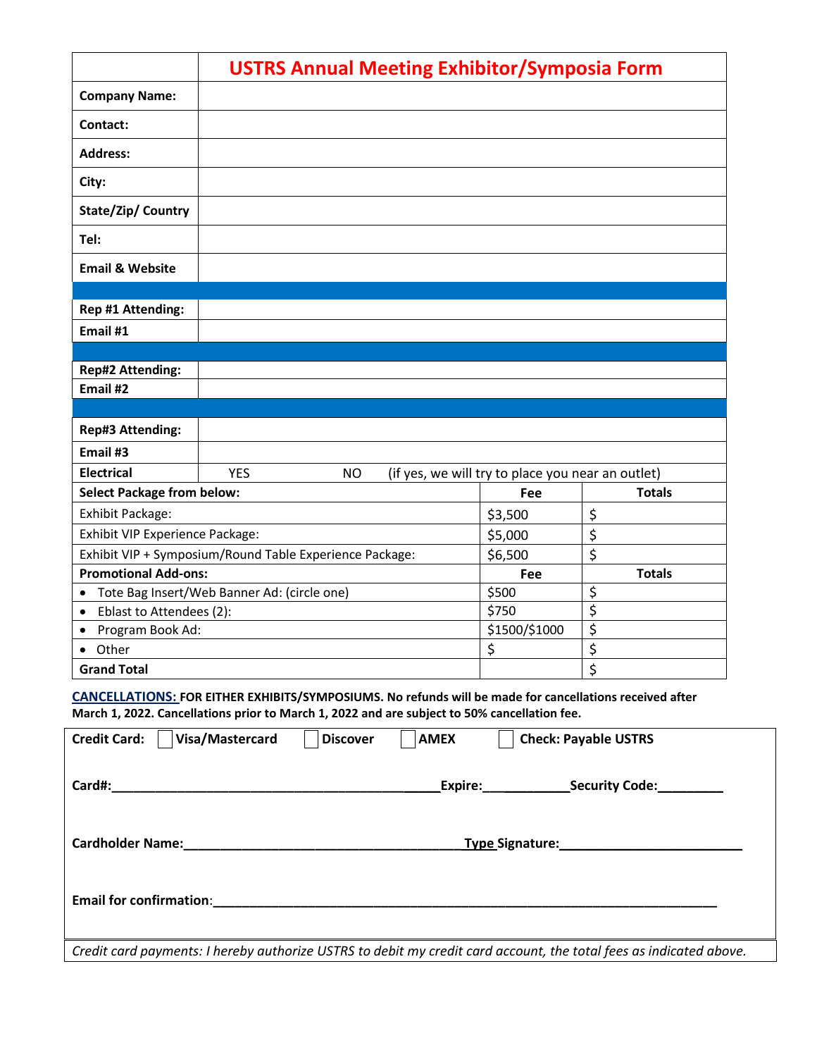# USTRS Annual Meeting Exhibitor/Symposia Form

| | |
|---|---|
| **Company Name:** | |
| **Contact:** | |
| **Address:** | |
| **City:** | |
| **State/Zip/ Country** | |
| **Tel:** | |
| **Email & Website** | |
| **Rep #1 Attending:** | |
| **Email #1** | |
| **Rep#2 Attending:** | |
| **Email #2** | |
| **Rep#3 Attending:** | |
| **Email #3** | |
| **Electrical** | YES NO (if yes, we will try to place you near an outlet) |

| **Select Package from below:** | **Fee** | **Totals** |
|---|---|---|
| Exhibit Package: | $3,500 | $ |
| Exhibit VIP Experience Package: | $5,000 | $ |
| Exhibit VIP + Symposium/Round Table Experience Package: | $6,500 | $ |
| **Promotional Add-ons:** | **Fee** | **Totals** |
| • Tote Bag Insert/Web Banner Ad: (circle one) | $500 | $ |
| • Eblast to Attendees (2): | $750 | $ |
| • Program Book Ad: | $1500/$1000 | $ |
| • Other | $ | $ |
| **Grand Total** | | $ |

**CANCELLATIONS: FOR EITHER EXHIBITS/SYMPOSIUMS. No refunds will be made for cancellations received after March 1, 2022. Cancellations prior to March 1, 2022 and are subject to 50% cancellation fee.**

**Credit Card:** ☐ **Visa/Mastercard** ☐ **Discover** ☐ **AMEX** ☐ **Check: Payable USTRS**

**Card#:**_____________________________________________**Expire:**___________**Security Code:**_________

**Cardholder Name:**_______________________________________**Type Signature:**__________________________

**Email for confirmation**:___________________________________________________________________________

*Credit card payments: I hereby authorize USTRS to debit my credit card account, the total fees as indicated above.*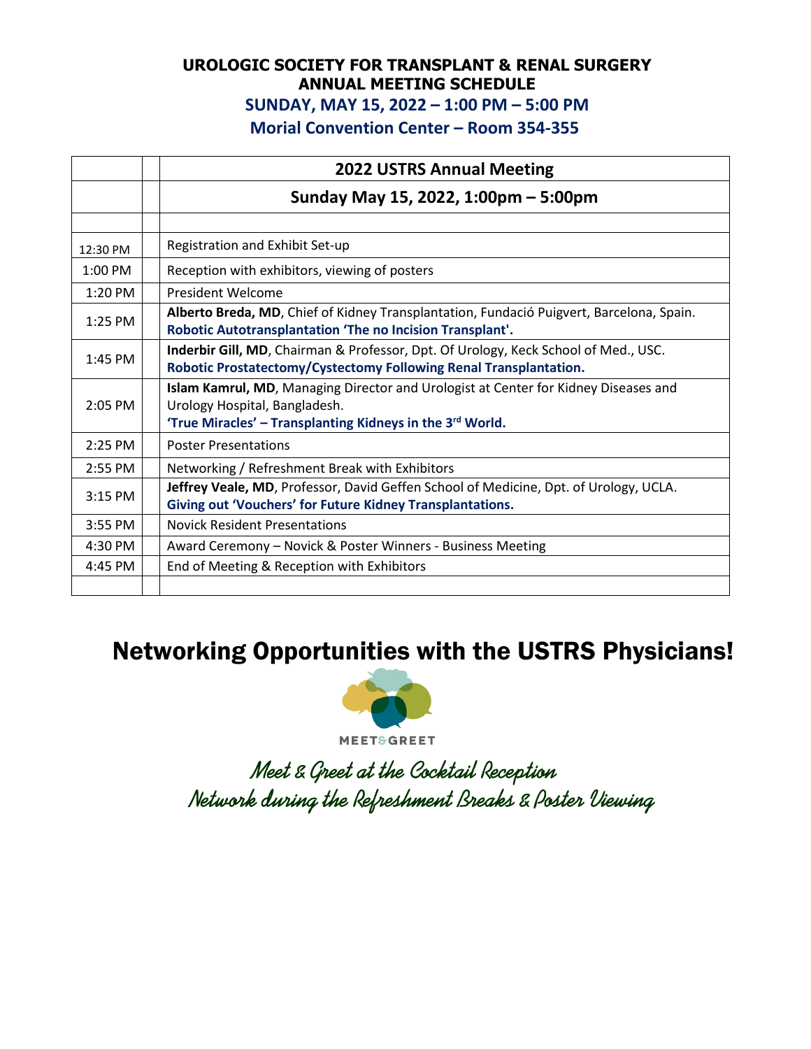**UROLOGIC SOCIETY FOR TRANSPLANT & RENAL SURGERY**
**ANNUAL MEETING SCHEDULE**

**SUNDAY, MAY 15, 2022 – 1:00 PM – 5:00 PM**

**Morial Convention Center – Room 354-355**

| | | |
|---|---|---|
| | | **2022 USTRS Annual Meeting** |
| | | **Sunday May 15, 2022, 1:00pm – 5:00pm** |
| | | |
| 12:30 PM | | Registration and Exhibit Set-up |
| 1:00 PM | | Reception with exhibitors, viewing of posters |
| 1:20 PM | | President Welcome |
| 1:25 PM | | **Alberto Breda, MD**, Chief of Kidney Transplantation, Fundació Puigvert, Barcelona, Spain. **Robotic Autotransplantation 'The no Incision Transplant'.** |
| 1:45 PM | | **Inderbir Gill, MD**, Chairman & Professor, Dpt. Of Urology, Keck School of Med., USC. **Robotic Prostatectomy/Cystectomy Following Renal Transplantation.** |
| 2:05 PM | | **Islam Kamrul, MD**, Managing Director and Urologist at Center for Kidney Diseases and Urology Hospital, Bangladesh. **'True Miracles' – Transplanting Kidneys in the 3rd World.** |
| 2:25 PM | | Poster Presentations |
| 2:55 PM | | Networking / Refreshment Break with Exhibitors |
| 3:15 PM | | **Jeffrey Veale, MD**, Professor, David Geffen School of Medicine, Dpt. of Urology, UCLA. **Giving out 'Vouchers' for Future Kidney Transplantations.** |
| 3:55 PM | | Novick Resident Presentations |
| 4:30 PM | | Award Ceremony – Novick & Poster Winners - Business Meeting |
| 4:45 PM | | End of Meeting & Reception with Exhibitors |
| | | |

# Networking Opportunities with the USTRS Physicians!

MEET&GREET

*Meet & Greet at the Cocktail Reception*
*Network during the Refreshment Breaks & Poster Viewing*